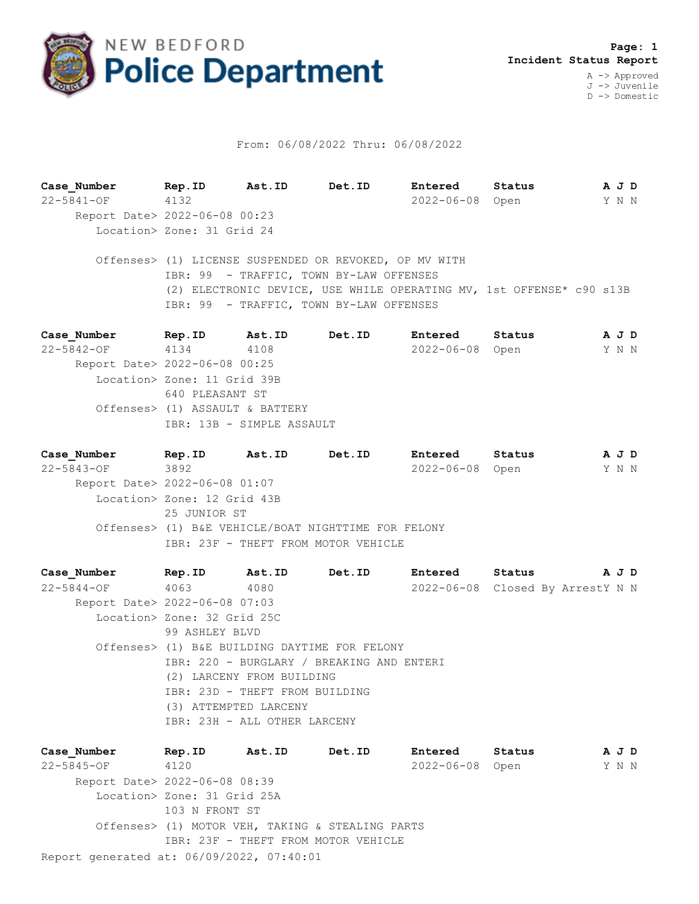# NEW BEDFORD Police Department

**Page: 1**
**Incident Status Report**

A -> Approved
J -> Juvenile
D -> Domestic

From: 06/08/2022 Thru: 06/08/2022

| Case_Number | Rep.ID | Ast.ID | Det.ID | Entered | Status | A | J | D |
|---|---|---|---|---|---|---|---|---|
| 22-5841-OF | 4132 | | | 2022-06-08 | Open | Y | N | N |

Report Date> 2022-06-08 00:23
Location> Zone: 31 Grid 24

Offenses> (1) LICENSE SUSPENDED OR REVOKED, OP MV WITH
IBR: 99 - TRAFFIC, TOWN BY-LAW OFFENSES
(2) ELECTRONIC DEVICE, USE WHILE OPERATING MV, 1st OFFENSE* c90 s13B
IBR: 99 - TRAFFIC, TOWN BY-LAW OFFENSES

| Case_Number | Rep.ID | Ast.ID | Det.ID | Entered | Status | A | J | D |
|---|---|---|---|---|---|---|---|---|
| 22-5842-OF | 4134 | 4108 | | 2022-06-08 | Open | Y | N | N |

Report Date> 2022-06-08 00:25
Location> Zone: 11 Grid 39B
640 PLEASANT ST
Offenses> (1) ASSAULT & BATTERY
IBR: 13B - SIMPLE ASSAULT

| Case_Number | Rep.ID | Ast.ID | Det.ID | Entered | Status | A | J | D |
|---|---|---|---|---|---|---|---|---|
| 22-5843-OF | 3892 | | | 2022-06-08 | Open | Y | N | N |

Report Date> 2022-06-08 01:07
Location> Zone: 12 Grid 43B
25 JUNIOR ST
Offenses> (1) B&E VEHICLE/BOAT NIGHTTIME FOR FELONY
IBR: 23F - THEFT FROM MOTOR VEHICLE

| Case_Number | Rep.ID | Ast.ID | Det.ID | Entered | Status | A | J | D |
|---|---|---|---|---|---|---|---|---|
| 22-5844-OF | 4063 | 4080 | | 2022-06-08 | Closed By Arrest | Y | N | N |

Report Date> 2022-06-08 07:03
Location> Zone: 32 Grid 25C
99 ASHLEY BLVD
Offenses> (1) B&E BUILDING DAYTIME FOR FELONY
IBR: 220 - BURGLARY / BREAKING AND ENTERI
(2) LARCENY FROM BUILDING
IBR: 23D - THEFT FROM BUILDING
(3) ATTEMPTED LARCENY
IBR: 23H - ALL OTHER LARCENY

| Case_Number | Rep.ID | Ast.ID | Det.ID | Entered | Status | A | J | D |
|---|---|---|---|---|---|---|---|---|
| 22-5845-OF | 4120 | | | 2022-06-08 | Open | Y | N | N |

Report Date> 2022-06-08 08:39
Location> Zone: 31 Grid 25A
103 N FRONT ST
Offenses> (1) MOTOR VEH, TAKING & STEALING PARTS
IBR: 23F - THEFT FROM MOTOR VEHICLE

Report generated at: 06/09/2022, 07:40:01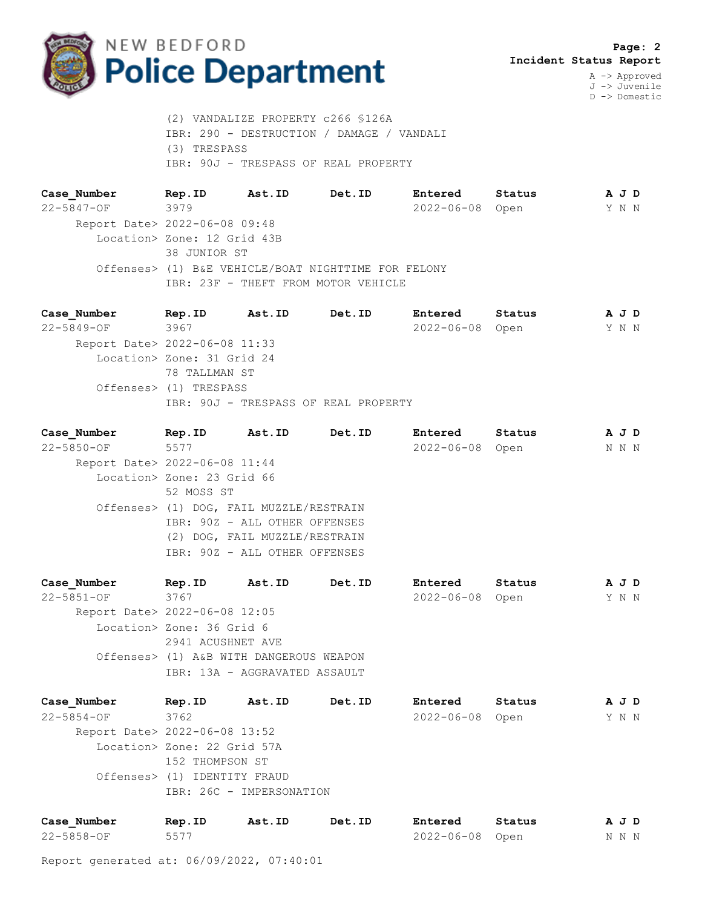**Incident Status Report**

A -> Approved
J -> Juvenile
D -> Domestic

(2) VANDALIZE PROPERTY c266 §126A
IBR: 290 - DESTRUCTION / DAMAGE / VANDALI
(3) TRESPASS
IBR: 90J - TRESPASS OF REAL PROPERTY

| Case_Number | Rep.ID | Ast.ID | Det.ID | Entered | Status | A J D |
|---|---|---|---|---|---|---|
| 22-5847-OF | 3979 | | | 2022-06-08 | Open | Y N N |

Report Date> 2022-06-08 09:48
Location> Zone: 12 Grid 43B
38 JUNIOR ST
Offenses> (1) B&E VEHICLE/BOAT NIGHTTIME FOR FELONY
IBR: 23F - THEFT FROM MOTOR VEHICLE

| Case_Number | Rep.ID | Ast.ID | Det.ID | Entered | Status | A J D |
|---|---|---|---|---|---|---|
| 22-5849-OF | 3967 | | | 2022-06-08 | Open | Y N N |

Report Date> 2022-06-08 11:33
Location> Zone: 31 Grid 24
78 TALLMAN ST
Offenses> (1) TRESPASS
IBR: 90J - TRESPASS OF REAL PROPERTY

| Case_Number | Rep.ID | Ast.ID | Det.ID | Entered | Status | A J D |
|---|---|---|---|---|---|---|
| 22-5850-OF | 5577 | | | 2022-06-08 | Open | N N N |

Report Date> 2022-06-08 11:44
Location> Zone: 23 Grid 66
52 MOSS ST
Offenses> (1) DOG, FAIL MUZZLE/RESTRAIN
IBR: 90Z - ALL OTHER OFFENSES
(2) DOG, FAIL MUZZLE/RESTRAIN
IBR: 90Z - ALL OTHER OFFENSES

| Case_Number | Rep.ID | Ast.ID | Det.ID | Entered | Status | A J D |
|---|---|---|---|---|---|---|
| 22-5851-OF | 3767 | | | 2022-06-08 | Open | Y N N |

Report Date> 2022-06-08 12:05
Location> Zone: 36 Grid 6
2941 ACUSHNET AVE
Offenses> (1) A&B WITH DANGEROUS WEAPON
IBR: 13A - AGGRAVATED ASSAULT

| Case_Number | Rep.ID | Ast.ID | Det.ID | Entered | Status | A J D |
|---|---|---|---|---|---|---|
| 22-5854-OF | 3762 | | | 2022-06-08 | Open | Y N N |

Report Date> 2022-06-08 13:52
Location> Zone: 22 Grid 57A
152 THOMPSON ST
Offenses> (1) IDENTITY FRAUD
IBR: 26C - IMPERSONATION

| Case_Number | Rep.ID | Ast.ID | Det.ID | Entered | Status | A J D |
|---|---|---|---|---|---|---|
| 22-5858-OF | 5577 | | | 2022-06-08 | Open | N N N |

Report generated at: 06/09/2022, 07:40:01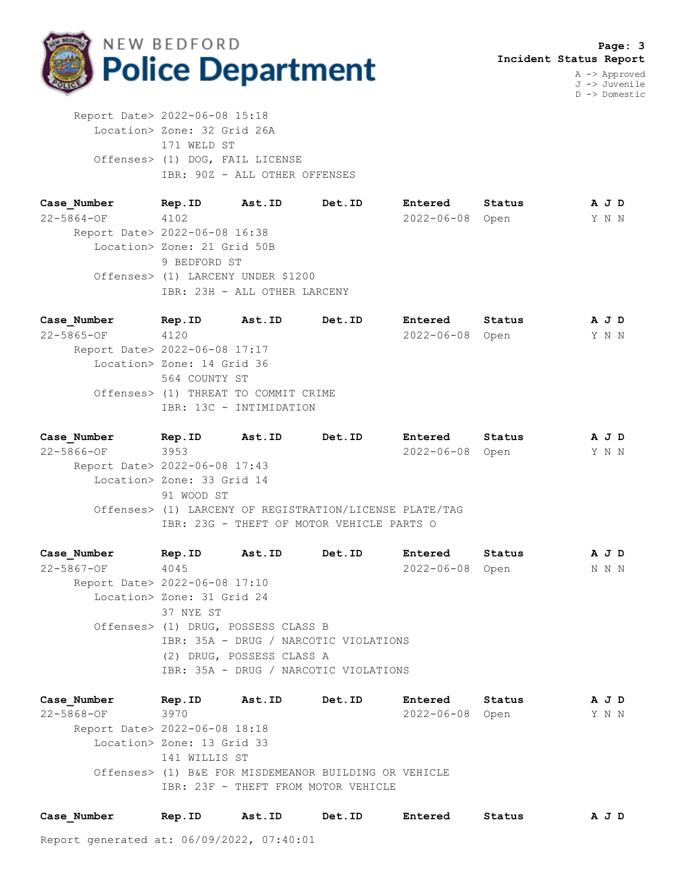Report Date> 2022-06-08 15:18
Location> Zone: 32 Grid 26A
171 WELD ST
Offenses> (1) DOG, FAIL LICENSE
IBR: 90Z - ALL OTHER OFFENSES

| Case_Number | Rep.ID | Ast.ID | Det.ID | Entered | Status | A J D |
|---|---|---|---|---|---|---|
| 22-5864-OF | 4102 | | | 2022-06-08 | Open | Y N N |

Report Date> 2022-06-08 16:38
Location> Zone: 21 Grid 50B
9 BEDFORD ST
Offenses> (1) LARCENY UNDER $1200
IBR: 23H - ALL OTHER LARCENY

| Case_Number | Rep.ID | Ast.ID | Det.ID | Entered | Status | A J D |
|---|---|---|---|---|---|---|
| 22-5865-OF | 4120 | | | 2022-06-08 | Open | Y N N |

Report Date> 2022-06-08 17:17
Location> Zone: 14 Grid 36
564 COUNTY ST
Offenses> (1) THREAT TO COMMIT CRIME
IBR: 13C - INTIMIDATION

| Case_Number | Rep.ID | Ast.ID | Det.ID | Entered | Status | A J D |
|---|---|---|---|---|---|---|
| 22-5866-OF | 3953 | | | 2022-06-08 | Open | Y N N |

Report Date> 2022-06-08 17:43
Location> Zone: 33 Grid 14
91 WOOD ST
Offenses> (1) LARCENY OF REGISTRATION/LICENSE PLATE/TAG
IBR: 23G - THEFT OF MOTOR VEHICLE PARTS O

| Case_Number | Rep.ID | Ast.ID | Det.ID | Entered | Status | A J D |
|---|---|---|---|---|---|---|
| 22-5867-OF | 4045 | | | 2022-06-08 | Open | N N N |

Report Date> 2022-06-08 17:10
Location> Zone: 31 Grid 24
37 NYE ST
Offenses> (1) DRUG, POSSESS CLASS B
IBR: 35A - DRUG / NARCOTIC VIOLATIONS
(2) DRUG, POSSESS CLASS A
IBR: 35A - DRUG / NARCOTIC VIOLATIONS

| Case_Number | Rep.ID | Ast.ID | Det.ID | Entered | Status | A J D |
|---|---|---|---|---|---|---|
| 22-5868-OF | 3970 | | | 2022-06-08 | Open | Y N N |

Report Date> 2022-06-08 18:18
Location> Zone: 13 Grid 33
141 WILLIS ST
Offenses> (1) B&E FOR MISDEMEANOR BUILDING OR VEHICLE
IBR: 23F - THEFT FROM MOTOR VEHICLE

| Case_Number | Rep.ID | Ast.ID | Det.ID | Entered | Status | A J D |
|---|---|---|---|---|---|---|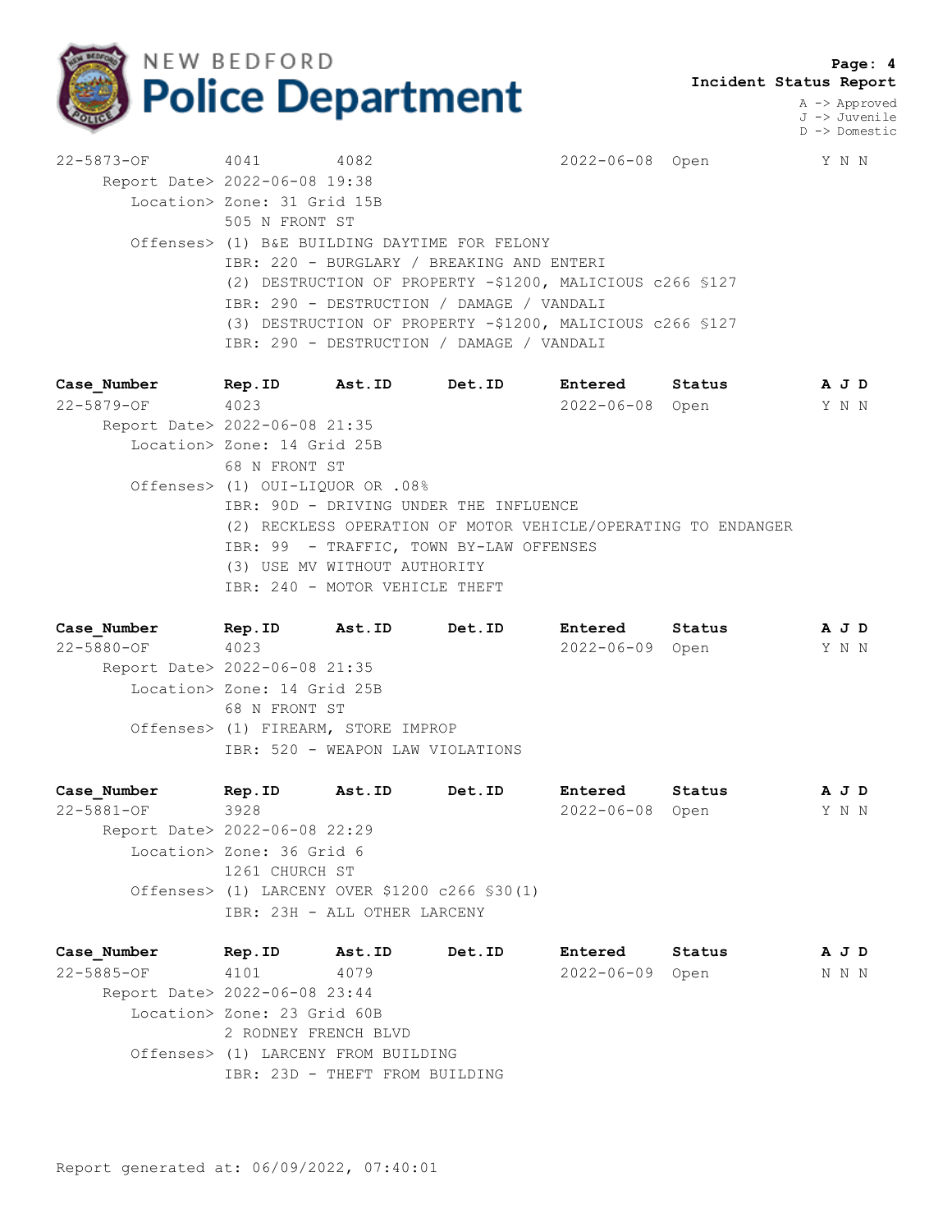**NEW BEDFORD Police Department**

**Page: 4**
**Incident Status Report**

A -> Approved
J -> Juvenile
D -> Domestic

```
22-5873-OF        4041      4082                       2022-06-08  Open          Y N N
     Report Date> 2022-06-08 19:38
        Location> Zone: 31 Grid 15B
                  505 N FRONT ST
        Offenses> (1) B&E BUILDING DAYTIME FOR FELONY
                  IBR: 220 - BURGLARY / BREAKING AND ENTERI
                  (2) DESTRUCTION OF PROPERTY -$1200, MALICIOUS c266 §127
                  IBR: 290 - DESTRUCTION / DAMAGE / VANDALI
                  (3) DESTRUCTION OF PROPERTY -$1200, MALICIOUS c266 §127
                  IBR: 290 - DESTRUCTION / DAMAGE / VANDALI

Case_Number       Rep.ID    Ast.ID    Det.ID    Entered     Status        A J D
22-5879-OF        4023                          2022-06-08  Open          Y N N
     Report Date> 2022-06-08 21:35
        Location> Zone: 14 Grid 25B
                  68 N FRONT ST
        Offenses> (1) OUI-LIQUOR OR .08%
                  IBR: 90D - DRIVING UNDER THE INFLUENCE
                  (2) RECKLESS OPERATION OF MOTOR VEHICLE/OPERATING TO ENDANGER
                  IBR: 99  - TRAFFIC, TOWN BY-LAW OFFENSES
                  (3) USE MV WITHOUT AUTHORITY
                  IBR: 240 - MOTOR VEHICLE THEFT

Case_Number       Rep.ID    Ast.ID    Det.ID    Entered     Status        A J D
22-5880-OF        4023                          2022-06-09  Open          Y N N
     Report Date> 2022-06-08 21:35
        Location> Zone: 14 Grid 25B
                  68 N FRONT ST
        Offenses> (1) FIREARM, STORE IMPROP
                  IBR: 520 - WEAPON LAW VIOLATIONS

Case_Number       Rep.ID    Ast.ID    Det.ID    Entered     Status        A J D
22-5881-OF        3928                          2022-06-08  Open          Y N N
     Report Date> 2022-06-08 22:29
        Location> Zone: 36 Grid 6
                  1261 CHURCH ST
        Offenses> (1) LARCENY OVER $1200 c266 §30(1)
                  IBR: 23H - ALL OTHER LARCENY

Case_Number       Rep.ID    Ast.ID    Det.ID    Entered     Status        A J D
22-5885-OF        4101      4079                2022-06-09  Open          N N N
     Report Date> 2022-06-08 23:44
        Location> Zone: 23 Grid 60B
                  2 RODNEY FRENCH BLVD
        Offenses> (1) LARCENY FROM BUILDING
                  IBR: 23D - THEFT FROM BUILDING
```

Report generated at: 06/09/2022, 07:40:01